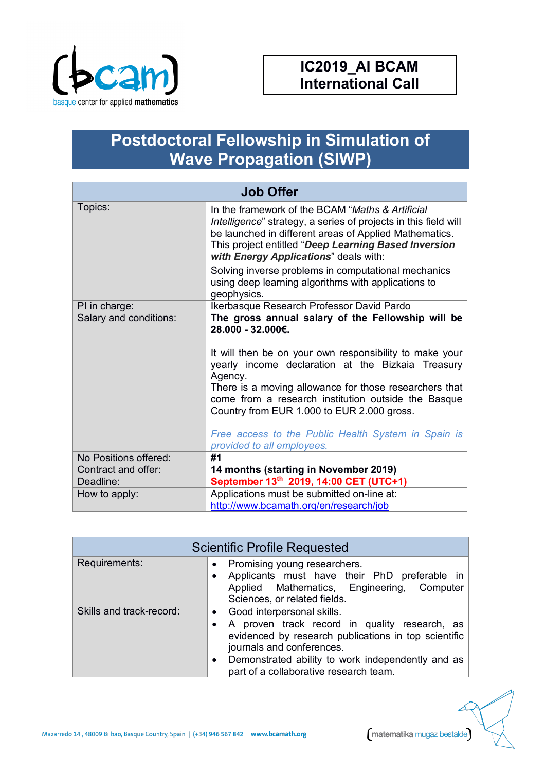**IC2019_AI BCAM International Call**

# Postdoctoral Fellowship in Simulation of Wave Propagation (SIWP)

| Job Offer | |
|---|---|
| Topics: | In the framework of the BCAM "*Maths & Artificial Intelligence*" strategy, a series of projects in this field will be launched in different areas of Applied Mathematics. This project entitled "***Deep Learning Based Inversion with Energy Applications***" deals with:<br>Solving inverse problems in computational mechanics using deep learning algorithms with applications to geophysics. |
| PI in charge: | Ikerbasque Research Professor David Pardo |
| Salary and conditions: | **The gross annual salary of the Fellowship will be 28.000 - 32.000€.**<br><br>It will then be on your own responsibility to make your yearly income declaration at the Bizkaia Treasury Agency.<br>There is a moving allowance for those researchers that come from a research institution outside the Basque Country from EUR 1.000 to EUR 2.000 gross.<br><br>*Free access to the Public Health System in Spain is provided to all employees.* |
| No Positions offered: | **#1** |
| Contract and offer: | **14 months (starting in November 2019)** |
| Deadline: | **September 13th 2019, 14:00 CET (UTC+1)** |
| How to apply: | Applications must be submitted on-line at: http://www.bcamath.org/en/research/job |

| Scientific Profile Requested | |
|---|---|
| Requirements: | • Promising young researchers.<br>• Applicants must have their PhD preferable in Applied Mathematics, Engineering, Computer Sciences, or related fields. |
| Skills and track-record: | • Good interpersonal skills.<br>• A proven track record in quality research, as evidenced by research publications in top scientific journals and conferences.<br>• Demonstrated ability to work independently and as part of a collaborative research team. |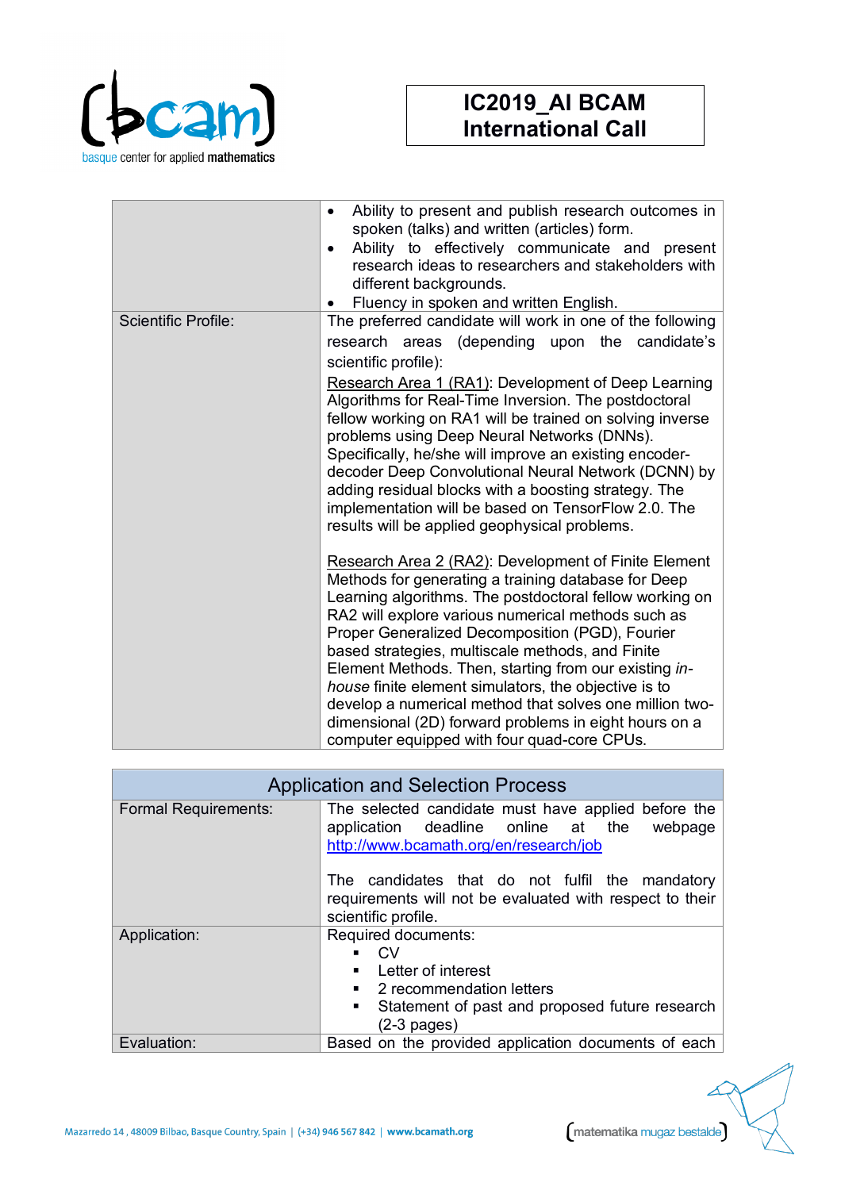| | |
|---|---|
| | • Ability to present and publish research outcomes in spoken (talks) and written (articles) form.<br>• Ability to effectively communicate and present research ideas to researchers and stakeholders with different backgrounds.<br>• Fluency in spoken and written English. |
| Scientific Profile: | The preferred candidate will work in one of the following research areas (depending upon the candidate's scientific profile):<br><br>Research Area 1 (RA1): Development of Deep Learning Algorithms for Real-Time Inversion. The postdoctoral fellow working on RA1 will be trained on solving inverse problems using Deep Neural Networks (DNNs). Specifically, he/she will improve an existing encoder-decoder Deep Convolutional Neural Network (DCNN) by adding residual blocks with a boosting strategy. The implementation will be based on TensorFlow 2.0. The results will be applied geophysical problems.<br><br>Research Area 2 (RA2): Development of Finite Element Methods for generating a training database for Deep Learning algorithms. The postdoctoral fellow working on RA2 will explore various numerical methods such as Proper Generalized Decomposition (PGD), Fourier based strategies, multiscale methods, and Finite Element Methods. Then, starting from our existing *in-house* finite element simulators, the objective is to develop a numerical method that solves one million two-dimensional (2D) forward problems in eight hours on a computer equipped with four quad-core CPUs. |

| Application and Selection Process | |
|---|---|
| Formal Requirements: | The selected candidate must have applied before the application deadline online at the webpage http://www.bcamath.org/en/research/job<br><br>The candidates that do not fulfil the mandatory requirements will not be evaluated with respect to their scientific profile. |
| Application: | Required documents:<br>▪ CV<br>▪ Letter of interest<br>▪ 2 recommendation letters<br>▪ Statement of past and proposed future research (2-3 pages) |
| Evaluation: | Based on the provided application documents of each |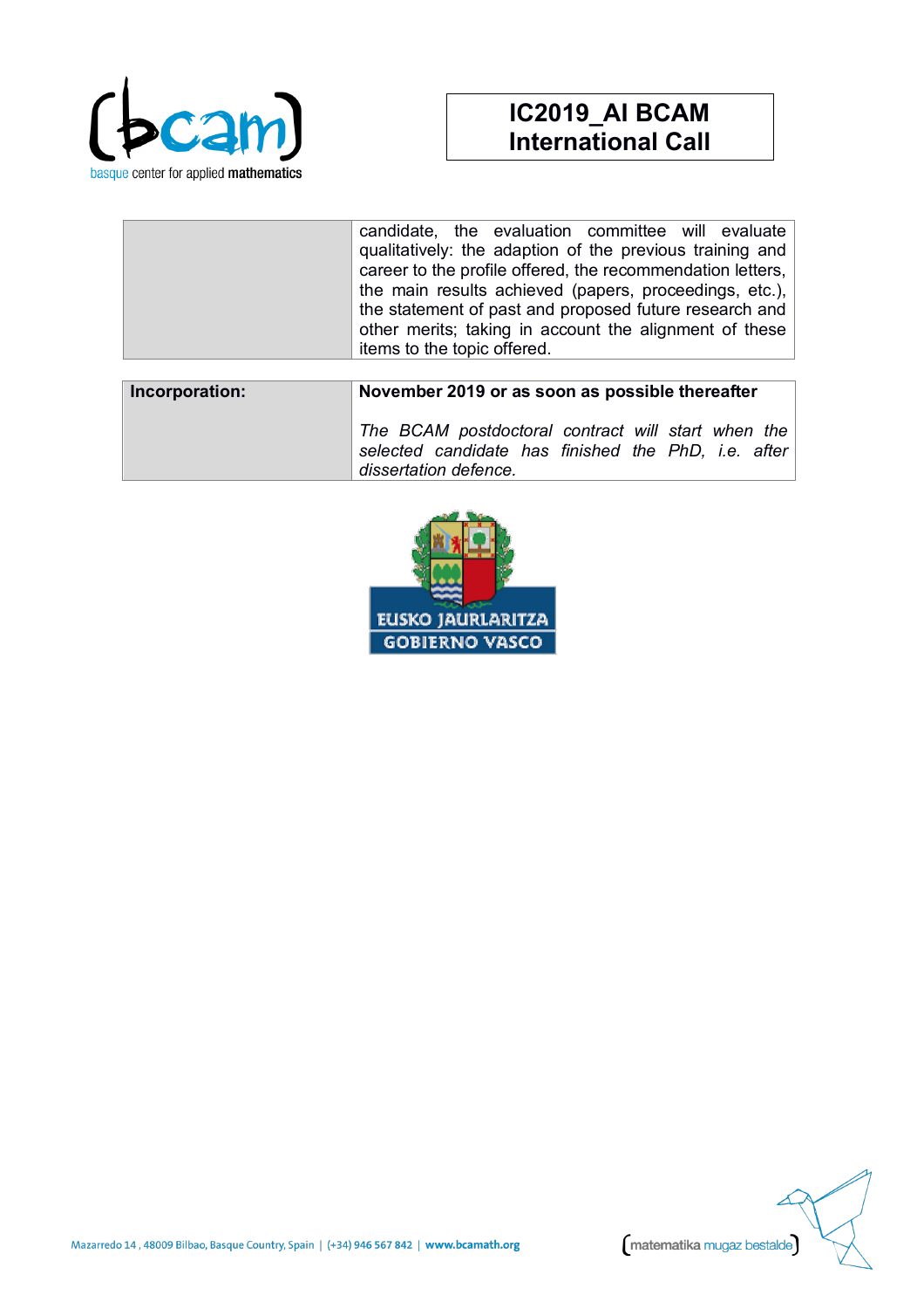| | |
|---|---|
| | candidate, the evaluation committee will evaluate qualitatively: the adaption of the previous training and career to the profile offered, the recommendation letters, the main results achieved (papers, proceedings, etc.), the statement of past and proposed future research and other merits; taking in account the alignment of these items to the topic offered. |

| | |
|---|---|
| **Incorporation:** | **November 2019 or as soon as possible thereafter**<br><br>*The BCAM postdoctoral contract will start when the selected candidate has finished the PhD, i.e. after dissertation defence.* |

EUSKO JAURLARITZA
GOBIERNO VASCO